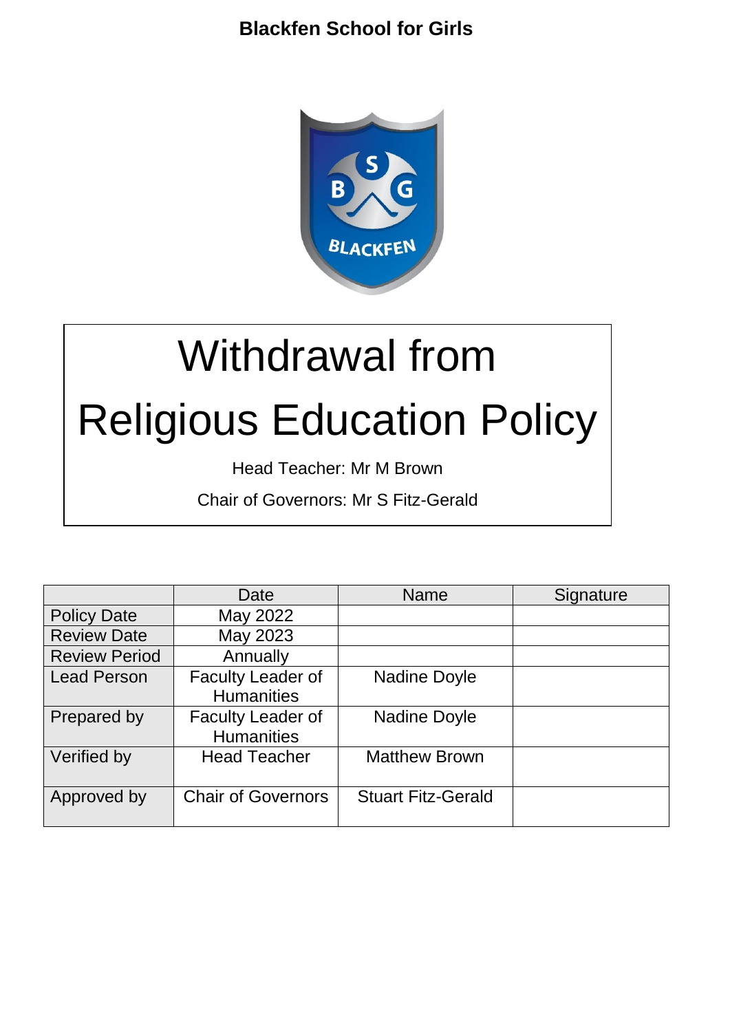**Blackfen School for Girls**

# Withdrawal from Religious Education Policy

Head Teacher: Mr M Brown

Chair of Governors: Mr S Fitz-Gerald

| | Date | Name | Signature |
|---|---|---|---|
| Policy Date | May 2022 | | |
| Review Date | May 2023 | | |
| Review Period | Annually | | |
| Lead Person | Faculty Leader of Humanities | Nadine Doyle | |
| Prepared by | Faculty Leader of Humanities | Nadine Doyle | |
| Verified by | Head Teacher | Matthew Brown | |
| Approved by | Chair of Governors | Stuart Fitz-Gerald | |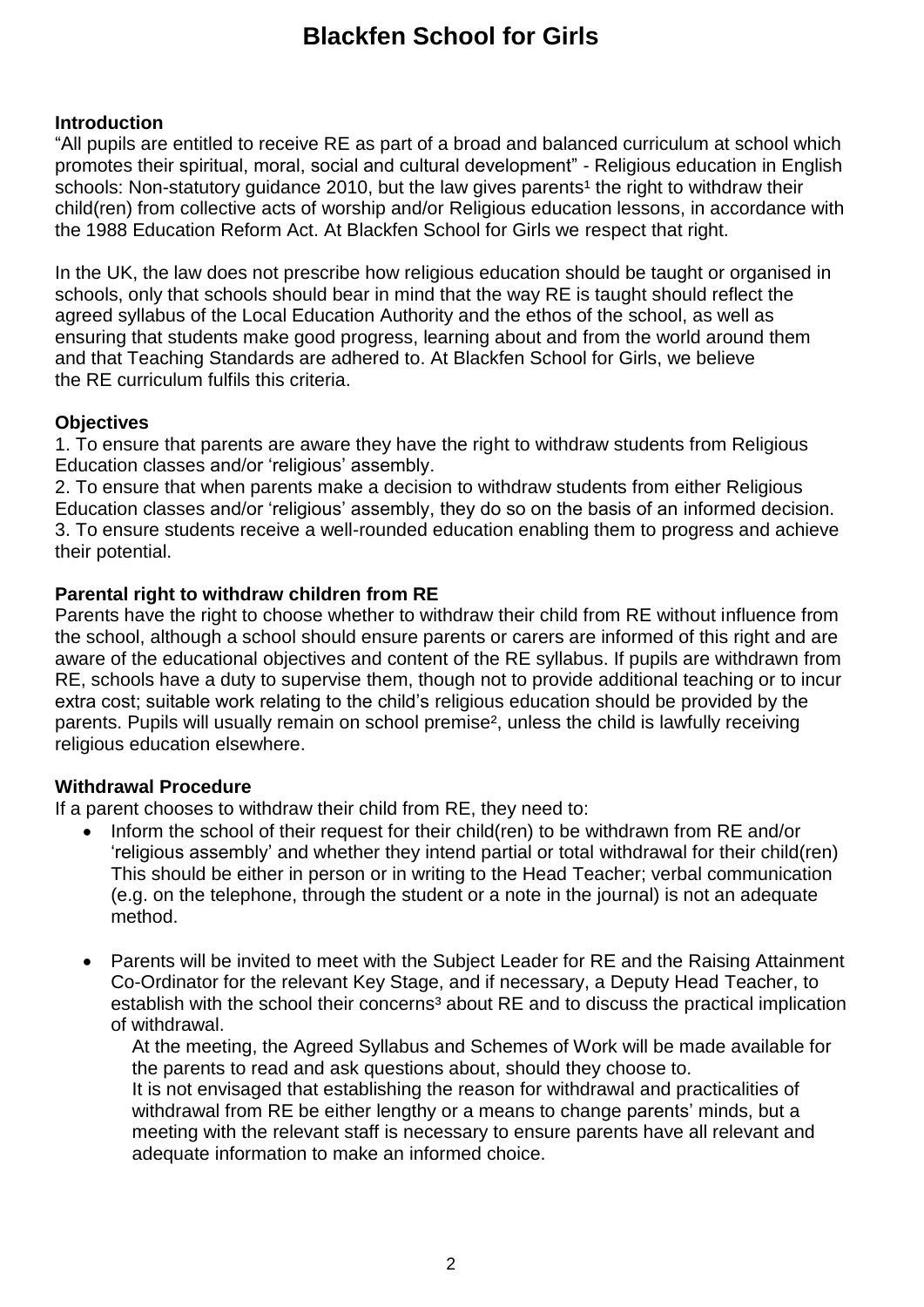# Blackfen School for Girls

**Introduction**

"All pupils are entitled to receive RE as part of a broad and balanced curriculum at school which promotes their spiritual, moral, social and cultural development" - Religious education in English schools: Non-statutory guidance 2010, but the law gives parents[1] the right to withdraw their child(ren) from collective acts of worship and/or Religious education lessons, in accordance with the 1988 Education Reform Act. At Blackfen School for Girls we respect that right.

In the UK, the law does not prescribe how religious education should be taught or organised in schools, only that schools should bear in mind that the way RE is taught should reflect the agreed syllabus of the Local Education Authority and the ethos of the school, as well as ensuring that students make good progress, learning about and from the world around them and that Teaching Standards are adhered to. At Blackfen School for Girls, we believe the RE curriculum fulfils this criteria.

**Objectives**

1. To ensure that parents are aware they have the right to withdraw students from Religious Education classes and/or 'religious' assembly.
2. To ensure that when parents make a decision to withdraw students from either Religious Education classes and/or 'religious' assembly, they do so on the basis of an informed decision.
3. To ensure students receive a well-rounded education enabling them to progress and achieve their potential.

**Parental right to withdraw children from RE**

Parents have the right to choose whether to withdraw their child from RE without influence from the school, although a school should ensure parents or carers are informed of this right and are aware of the educational objectives and content of the RE syllabus. If pupils are withdrawn from RE, schools have a duty to supervise them, though not to provide additional teaching or to incur extra cost; suitable work relating to the child's religious education should be provided by the parents. Pupils will usually remain on school premise[2], unless the child is lawfully receiving religious education elsewhere.

**Withdrawal Procedure**

If a parent chooses to withdraw their child from RE, they need to:

- Inform the school of their request for their child(ren) to be withdrawn from RE and/or 'religious assembly' and whether they intend partial or total withdrawal for their child(ren) This should be either in person or in writing to the Head Teacher; verbal communication (e.g. on the telephone, through the student or a note in the journal) is not an adequate method.

- Parents will be invited to meet with the Subject Leader for RE and the Raising Attainment Co-Ordinator for the relevant Key Stage, and if necessary, a Deputy Head Teacher, to establish with the school their concerns[3] about RE and to discuss the practical implication of withdrawal.

  At the meeting, the Agreed Syllabus and Schemes of Work will be made available for the parents to read and ask questions about, should they choose to.

  It is not envisaged that establishing the reason for withdrawal and practicalities of withdrawal from RE be either lengthy or a means to change parents' minds, but a meeting with the relevant staff is necessary to ensure parents have all relevant and adequate information to make an informed choice.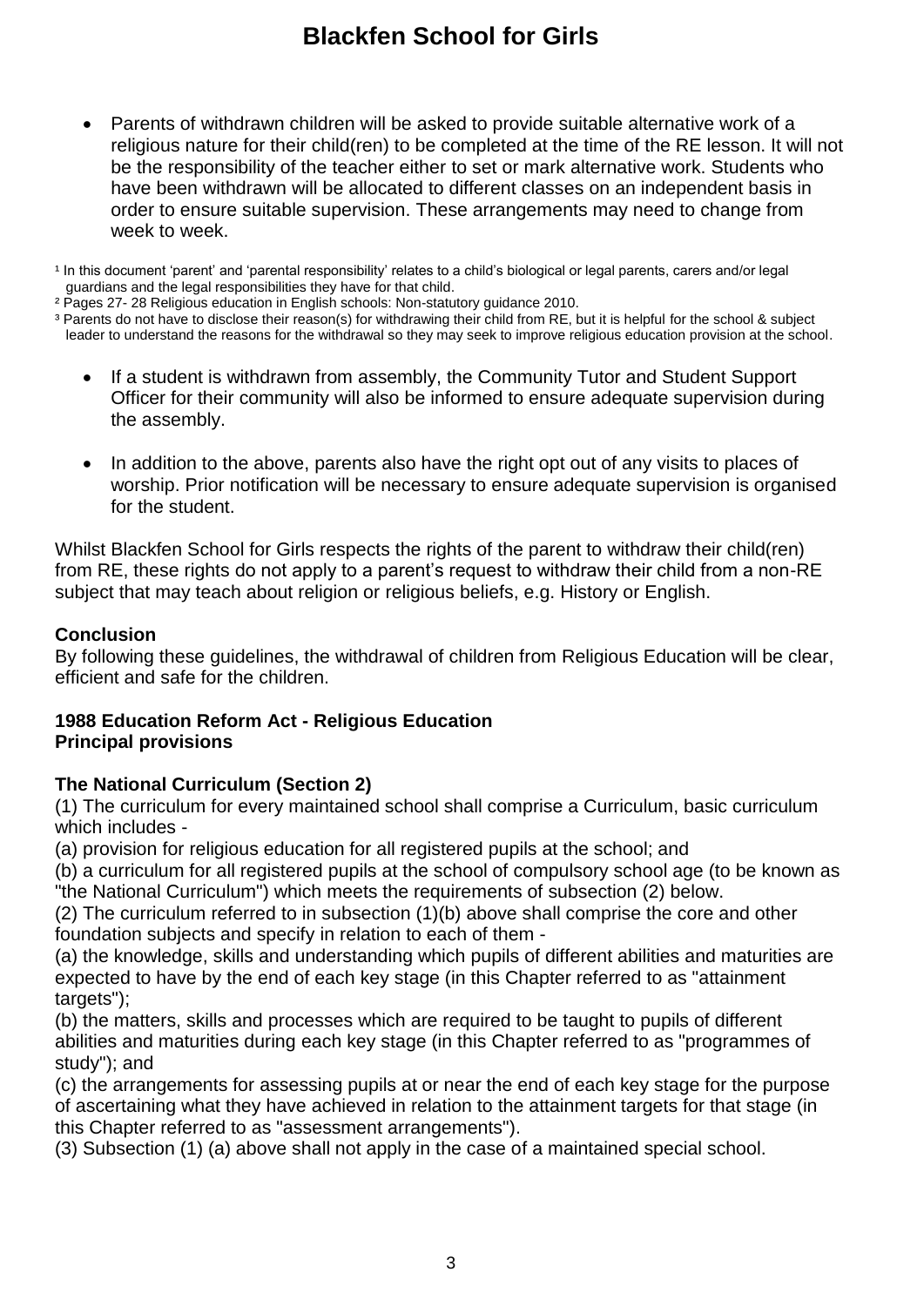- Parents of withdrawn children will be asked to provide suitable alternative work of a religious nature for their child(ren) to be completed at the time of the RE lesson. It will not be the responsibility of the teacher either to set or mark alternative work. Students who have been withdrawn will be allocated to different classes on an independent basis in order to ensure suitable supervision. These arrangements may need to change from week to week.

[1] In this document 'parent' and 'parental responsibility' relates to a child's biological or legal parents, carers and/or legal guardians and the legal responsibilities they have for that child.
[2] Pages 27- 28 Religious education in English schools: Non-statutory guidance 2010.
[3] Parents do not have to disclose their reason(s) for withdrawing their child from RE, but it is helpful for the school & subject leader to understand the reasons for the withdrawal so they may seek to improve religious education provision at the school.

- If a student is withdrawn from assembly, the Community Tutor and Student Support Officer for their community will also be informed to ensure adequate supervision during the assembly.
- In addition to the above, parents also have the right opt out of any visits to places of worship. Prior notification will be necessary to ensure adequate supervision is organised for the student.

Whilst Blackfen School for Girls respects the rights of the parent to withdraw their child(ren) from RE, these rights do not apply to a parent's request to withdraw their child from a non-RE subject that may teach about religion or religious beliefs, e.g. History or English.

**Conclusion**
By following these guidelines, the withdrawal of children from Religious Education will be clear, efficient and safe for the children.

**1988 Education Reform Act - Religious Education**
**Principal provisions**

**The National Curriculum (Section 2)**
(1) The curriculum for every maintained school shall comprise a Curriculum, basic curriculum which includes -
(a) provision for religious education for all registered pupils at the school; and
(b) a curriculum for all registered pupils at the school of compulsory school age (to be known as "the National Curriculum") which meets the requirements of subsection (2) below.
(2) The curriculum referred to in subsection (1)(b) above shall comprise the core and other foundation subjects and specify in relation to each of them -
(a) the knowledge, skills and understanding which pupils of different abilities and maturities are expected to have by the end of each key stage (in this Chapter referred to as "attainment targets");
(b) the matters, skills and processes which are required to be taught to pupils of different abilities and maturities during each key stage (in this Chapter referred to as "programmes of study"); and
(c) the arrangements for assessing pupils at or near the end of each key stage for the purpose of ascertaining what they have achieved in relation to the attainment targets for that stage (in this Chapter referred to as "assessment arrangements").
(3) Subsection (1) (a) above shall not apply in the case of a maintained special school.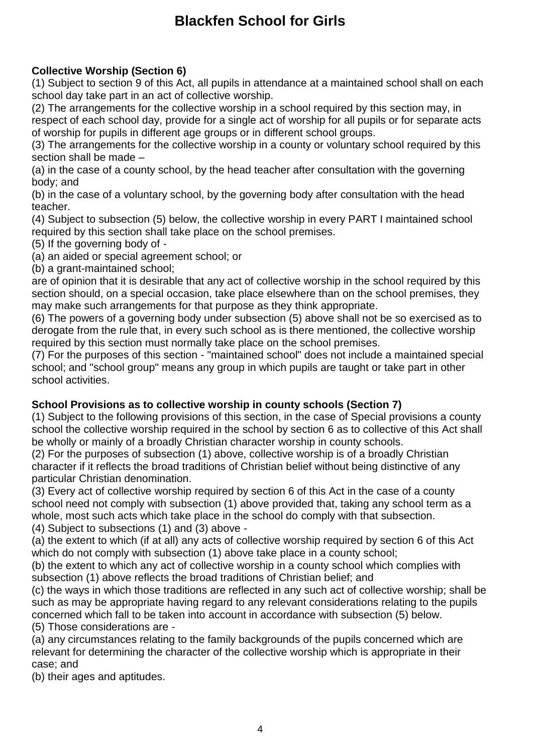# Blackfen School for Girls

**Collective Worship (Section 6)**

(1) Subject to section 9 of this Act, all pupils in attendance at a maintained school shall on each school day take part in an act of collective worship.

(2) The arrangements for the collective worship in a school required by this section may, in respect of each school day, provide for a single act of worship for all pupils or for separate acts of worship for pupils in different age groups or in different school groups.

(3) The arrangements for the collective worship in a county or voluntary school required by this section shall be made –

(a) in the case of a county school, by the head teacher after consultation with the governing body; and

(b) in the case of a voluntary school, by the governing body after consultation with the head teacher.

(4) Subject to subsection (5) below, the collective worship in every PART I maintained school required by this section shall take place on the school premises.

(5) If the governing body of -

(a) an aided or special agreement school; or

(b) a grant-maintained school;

are of opinion that it is desirable that any act of collective worship in the school required by this section should, on a special occasion, take place elsewhere than on the school premises, they may make such arrangements for that purpose as they think appropriate.

(6) The powers of a governing body under subsection (5) above shall not be so exercised as to derogate from the rule that, in every such school as is there mentioned, the collective worship required by this section must normally take place on the school premises.

(7) For the purposes of this section - "maintained school" does not include a maintained special school; and "school group" means any group in which pupils are taught or take part in other school activities.

**School Provisions as to collective worship in county schools (Section 7)**

(1) Subject to the following provisions of this section, in the case of Special provisions a county school the collective worship required in the school by section 6 as to collective of this Act shall be wholly or mainly of a broadly Christian character worship in county schools.

(2) For the purposes of subsection (1) above, collective worship is of a broadly Christian character if it reflects the broad traditions of Christian belief without being distinctive of any particular Christian denomination.

(3) Every act of collective worship required by section 6 of this Act in the case of a county school need not comply with subsection (1) above provided that, taking any school term as a whole, most such acts which take place in the school do comply with that subsection.

(4) Subject to subsections (1) and (3) above -

(a) the extent to which (if at all) any acts of collective worship required by section 6 of this Act which do not comply with subsection (1) above take place in a county school;

(b) the extent to which any act of collective worship in a county school which complies with subsection (1) above reflects the broad traditions of Christian belief; and

(c) the ways in which those traditions are reflected in any such act of collective worship; shall be such as may be appropriate having regard to any relevant considerations relating to the pupils concerned which fall to be taken into account in accordance with subsection (5) below.

(5) Those considerations are -

(a) any circumstances relating to the family backgrounds of the pupils concerned which are relevant for determining the character of the collective worship which is appropriate in their case; and

(b) their ages and aptitudes.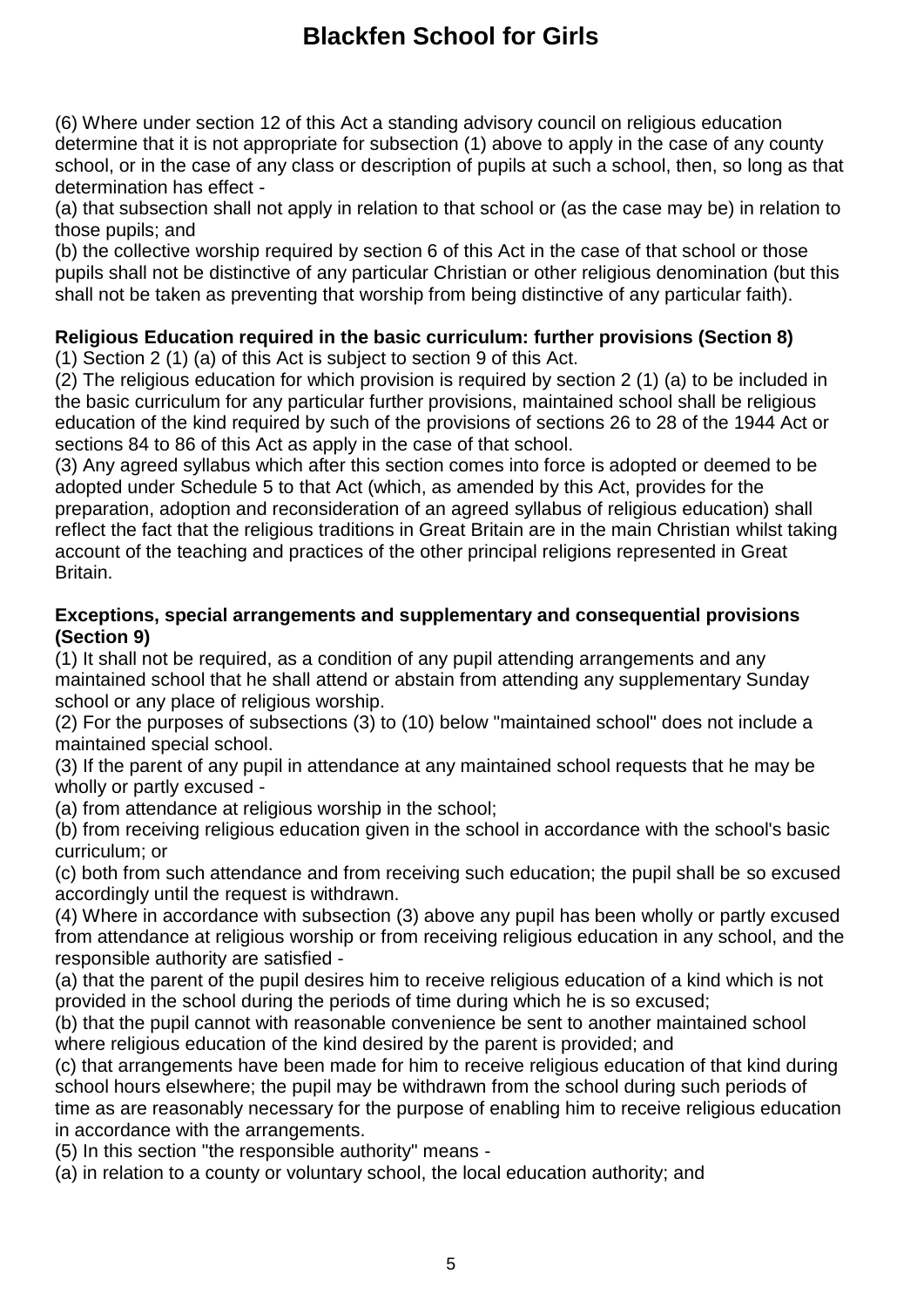(6) Where under section 12 of this Act a standing advisory council on religious education determine that it is not appropriate for subsection (1) above to apply in the case of any county school, or in the case of any class or description of pupils at such a school, then, so long as that determination has effect -

(a) that subsection shall not apply in relation to that school or (as the case may be) in relation to those pupils; and

(b) the collective worship required by section 6 of this Act in the case of that school or those pupils shall not be distinctive of any particular Christian or other religious denomination (but this shall not be taken as preventing that worship from being distinctive of any particular faith).

**Religious Education required in the basic curriculum: further provisions (Section 8)**

(1) Section 2 (1) (a) of this Act is subject to section 9 of this Act.

(2) The religious education for which provision is required by section 2 (1) (a) to be included in the basic curriculum for any particular further provisions, maintained school shall be religious education of the kind required by such of the provisions of sections 26 to 28 of the 1944 Act or sections 84 to 86 of this Act as apply in the case of that school.

(3) Any agreed syllabus which after this section comes into force is adopted or deemed to be adopted under Schedule 5 to that Act (which, as amended by this Act, provides for the preparation, adoption and reconsideration of an agreed syllabus of religious education) shall reflect the fact that the religious traditions in Great Britain are in the main Christian whilst taking account of the teaching and practices of the other principal religions represented in Great Britain.

**Exceptions, special arrangements and supplementary and consequential provisions (Section 9)**

(1) It shall not be required, as a condition of any pupil attending arrangements and any maintained school that he shall attend or abstain from attending any supplementary Sunday school or any place of religious worship.

(2) For the purposes of subsections (3) to (10) below "maintained school" does not include a maintained special school.

(3) If the parent of any pupil in attendance at any maintained school requests that he may be wholly or partly excused -

(a) from attendance at religious worship in the school;

(b) from receiving religious education given in the school in accordance with the school's basic curriculum; or

(c) both from such attendance and from receiving such education; the pupil shall be so excused accordingly until the request is withdrawn.

(4) Where in accordance with subsection (3) above any pupil has been wholly or partly excused from attendance at religious worship or from receiving religious education in any school, and the responsible authority are satisfied -

(a) that the parent of the pupil desires him to receive religious education of a kind which is not provided in the school during the periods of time during which he is so excused;

(b) that the pupil cannot with reasonable convenience be sent to another maintained school where religious education of the kind desired by the parent is provided; and

(c) that arrangements have been made for him to receive religious education of that kind during school hours elsewhere; the pupil may be withdrawn from the school during such periods of time as are reasonably necessary for the purpose of enabling him to receive religious education in accordance with the arrangements.

(5) In this section "the responsible authority" means -

(a) in relation to a county or voluntary school, the local education authority; and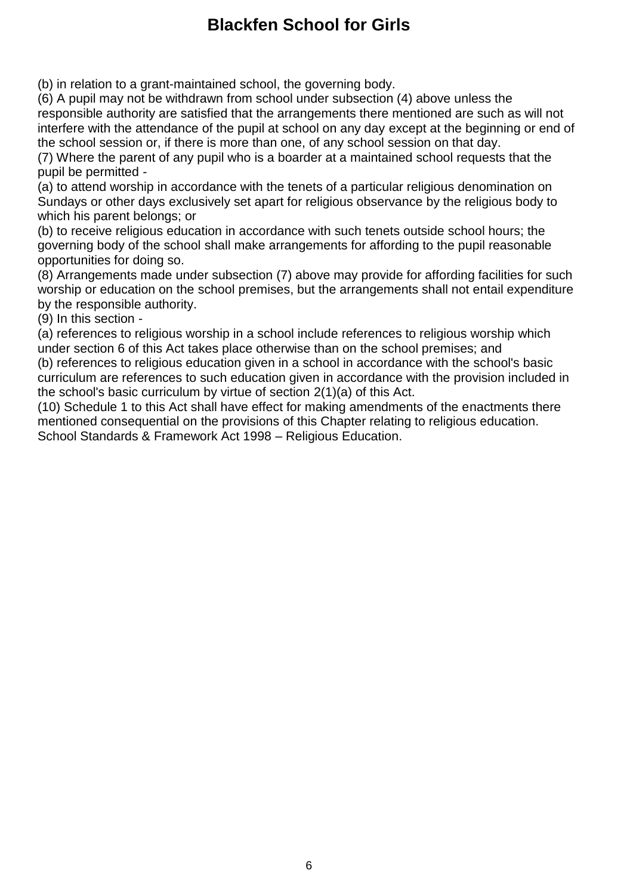(b) in relation to a grant-maintained school, the governing body.

(6) A pupil may not be withdrawn from school under subsection (4) above unless the responsible authority are satisfied that the arrangements there mentioned are such as will not interfere with the attendance of the pupil at school on any day except at the beginning or end of the school session or, if there is more than one, of any school session on that day.

(7) Where the parent of any pupil who is a boarder at a maintained school requests that the pupil be permitted -

(a) to attend worship in accordance with the tenets of a particular religious denomination on Sundays or other days exclusively set apart for religious observance by the religious body to which his parent belongs; or

(b) to receive religious education in accordance with such tenets outside school hours; the governing body of the school shall make arrangements for affording to the pupil reasonable opportunities for doing so.

(8) Arrangements made under subsection (7) above may provide for affording facilities for such worship or education on the school premises, but the arrangements shall not entail expenditure by the responsible authority.

(9) In this section -

(a) references to religious worship in a school include references to religious worship which under section 6 of this Act takes place otherwise than on the school premises; and

(b) references to religious education given in a school in accordance with the school's basic curriculum are references to such education given in accordance with the provision included in the school's basic curriculum by virtue of section 2(1)(a) of this Act.

(10) Schedule 1 to this Act shall have effect for making amendments of the enactments there mentioned consequential on the provisions of this Chapter relating to religious education.

School Standards & Framework Act 1998 – Religious Education.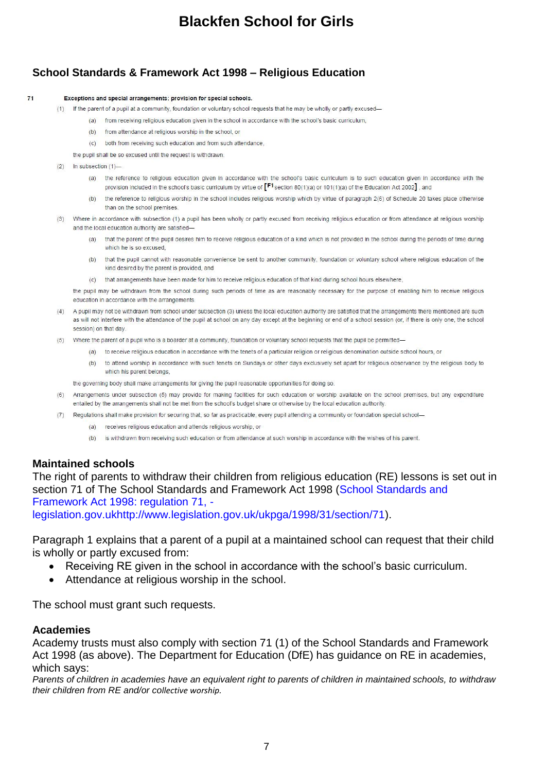# Blackfen School for Girls

## School Standards & Framework Act 1998 – Religious Education

**71 Exceptions and special arrangements; provision for special schools.**

(1) If the parent of a pupil at a community, foundation or voluntary school requests that he may be wholly or partly excused—

(a) from receiving religious education given in the school in accordance with the school's basic curriculum,

(b) from attendance at religious worship in the school, or

(c) both from receiving such education and from such attendance,

the pupil shall be so excused until the request is withdrawn.

(2) In subsection (1)—

(a) the reference to religious education given in accordance with the school's basic curriculum is to such education given in accordance with the provision included in the school's basic curriculum by virtue of [F1 section 80(1)(a) or 101(1)(a) of the Education Act 2002] , and

(b) the reference to religious worship in the school includes religious worship which by virtue of paragraph 2(6) of Schedule 20 takes place otherwise than on the school premises.

(3) Where in accordance with subsection (1) a pupil has been wholly or partly excused from receiving religious education or from attendance at religious worship and the local education authority are satisfied—

(a) that the parent of the pupil desires him to receive religious education of a kind which is not provided in the school during the periods of time during which he is so excused,

(b) that the pupil cannot with reasonable convenience be sent to another community, foundation or voluntary school where religious education of the kind desired by the parent is provided, and

(c) that arrangements have been made for him to receive religious education of that kind during school hours elsewhere,

the pupil may be withdrawn from the school during such periods of time as are reasonably necessary for the purpose of enabling him to receive religious education in accordance with the arrangements.

(4) A pupil may not be withdrawn from school under subsection (3) unless the local education authority are satisfied that the arrangements there mentioned are such as will not interfere with the attendance of the pupil at school on any day except at the beginning or end of a school session (or, if there is only one, the school session) on that day.

(5) Where the parent of a pupil who is a boarder at a community, foundation or voluntary school requests that the pupil be permitted—

(a) to receive religious education in accordance with the tenets of a particular religion or religious denomination outside school hours, or

(b) to attend worship in accordance with such tenets on Sundays or other days exclusively set apart for religious observance by the religious body to which his parent belongs,

the governing body shall make arrangements for giving the pupil reasonable opportunities for doing so.

(6) Arrangements under subsection (5) may provide for making facilities for such education or worship available on the school premises, but any expenditure entailed by the arrangements shall not be met from the school's budget share or otherwise by the local education authority.

(7) Regulations shall make provision for securing that, so far as practicable, every pupil attending a community or foundation special school—

(a) receives religious education and attends religious worship, or

(b) is withdrawn from receiving such education or from attendance at such worship in accordance with the wishes of his parent.

### Maintained schools

The right of parents to withdraw their children from religious education (RE) lessons is set out in section 71 of The School Standards and Framework Act 1998 (School Standards and Framework Act 1998: regulation 71, - legislation.gov.ukhttp://www.legislation.gov.uk/ukpga/1998/31/section/71).

Paragraph 1 explains that a parent of a pupil at a maintained school can request that their child is wholly or partly excused from:

- Receiving RE given in the school in accordance with the school's basic curriculum.
- Attendance at religious worship in the school.

The school must grant such requests.

### Academies

Academy trusts must also comply with section 71 (1) of the School Standards and Framework Act 1998 (as above). The Department for Education (DfE) has guidance on RE in academies, which says:

*Parents of children in academies have an equivalent right to parents of children in maintained schools, to withdraw their children from RE and/or collective worship.*